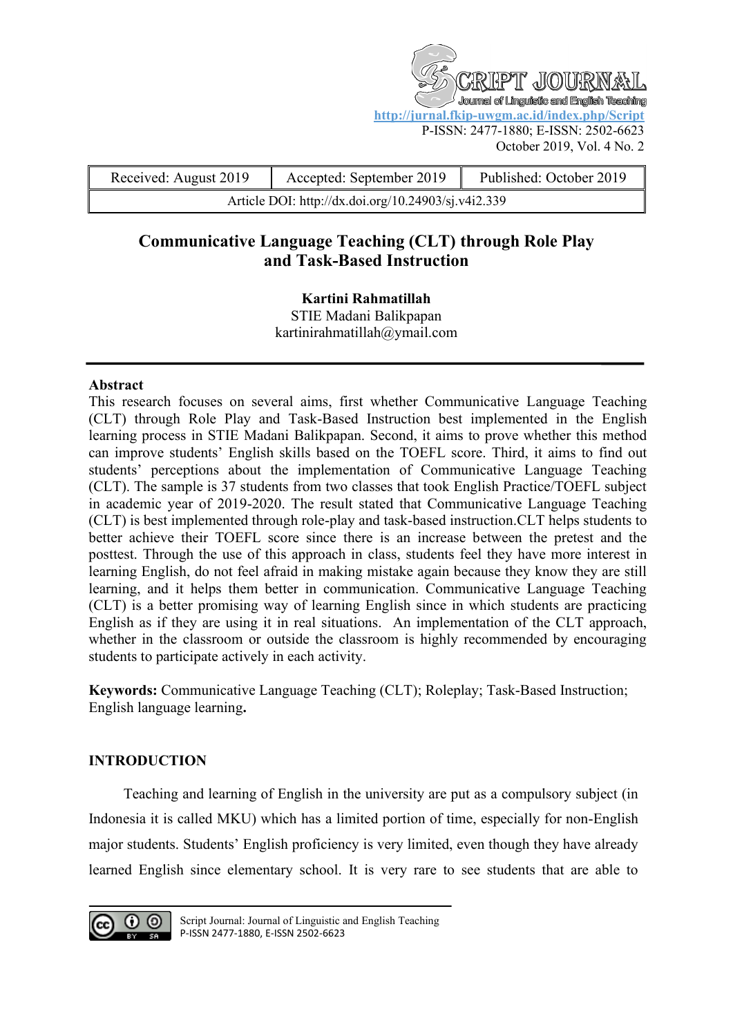Received: August 2019 | Accepted: September 2019 | Published: October 2019

Article DOI: http://dx.doi.org/10.24903/sj.v4i2.339

# Communicative Language Teaching (CLT) through Role Play and Task-Based Instruction

**Kartini Rahmatillah**
STIE Madani Balikpapan
kartinirahmatillah@ymail.com

---

**Abstract**

This research focuses on several aims, first whether Communicative Language Teaching (CLT) through Role Play and Task-Based Instruction best implemented in the English learning process in STIE Madani Balikpapan. Second, it aims to prove whether this method can improve students' English skills based on the TOEFL score. Third, it aims to find out students' perceptions about the implementation of Communicative Language Teaching (CLT). The sample is 37 students from two classes that took English Practice/TOEFL subject in academic year of 2019-2020. The result stated that Communicative Language Teaching (CLT) is best implemented through role-play and task-based instruction.CLT helps students to better achieve their TOEFL score since there is an increase between the pretest and the posttest. Through the use of this approach in class, students feel they have more interest in learning English, do not feel afraid in making mistake again because they know they are still learning, and it helps them better in communication. Communicative Language Teaching (CLT) is a better promising way of learning English since in which students are practicing English as if they are using it in real situations. An implementation of the CLT approach, whether in the classroom or outside the classroom is highly recommended by encouraging students to participate actively in each activity.

**Keywords:** Communicative Language Teaching (CLT); Roleplay; Task-Based Instruction; English language learning**.**

## INTRODUCTION

Teaching and learning of English in the university are put as a compulsory subject (in Indonesia it is called MKU) which has a limited portion of time, especially for non-English major students. Students' English proficiency is very limited, even though they have already learned English since elementary school. It is very rare to see students that are able to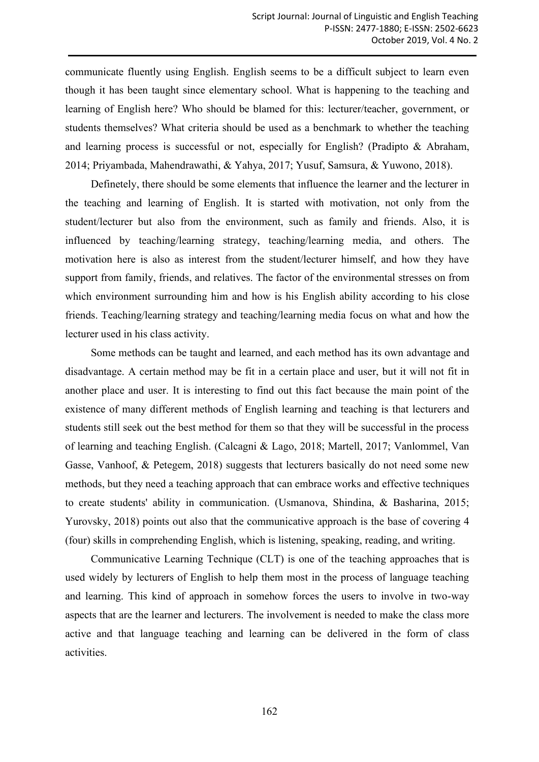communicate fluently using English. English seems to be a difficult subject to learn even though it has been taught since elementary school. What is happening to the teaching and learning of English here? Who should be blamed for this: lecturer/teacher, government, or students themselves? What criteria should be used as a benchmark to whether the teaching and learning process is successful or not, especially for English? (Pradipto & Abraham, 2014; Priyambada, Mahendrawathi, & Yahya, 2017; Yusuf, Samsura, & Yuwono, 2018).

Definetely, there should be some elements that influence the learner and the lecturer in the teaching and learning of English. It is started with motivation, not only from the student/lecturer but also from the environment, such as family and friends. Also, it is influenced by teaching/learning strategy, teaching/learning media, and others. The motivation here is also as interest from the student/lecturer himself, and how they have support from family, friends, and relatives. The factor of the environmental stresses on from which environment surrounding him and how is his English ability according to his close friends. Teaching/learning strategy and teaching/learning media focus on what and how the lecturer used in his class activity.

Some methods can be taught and learned, and each method has its own advantage and disadvantage. A certain method may be fit in a certain place and user, but it will not fit in another place and user. It is interesting to find out this fact because the main point of the existence of many different methods of English learning and teaching is that lecturers and students still seek out the best method for them so that they will be successful in the process of learning and teaching English. (Calcagni & Lago, 2018; Martell, 2017; Vanlommel, Van Gasse, Vanhoof, & Petegem, 2018) suggests that lecturers basically do not need some new methods, but they need a teaching approach that can embrace works and effective techniques to create students' ability in communication. (Usmanova, Shindina, & Basharina, 2015; Yurovsky, 2018) points out also that the communicative approach is the base of covering 4 (four) skills in comprehending English, which is listening, speaking, reading, and writing.

Communicative Learning Technique (CLT) is one of the teaching approaches that is used widely by lecturers of English to help them most in the process of language teaching and learning. This kind of approach in somehow forces the users to involve in two-way aspects that are the learner and lecturers. The involvement is needed to make the class more active and that language teaching and learning can be delivered in the form of class activities.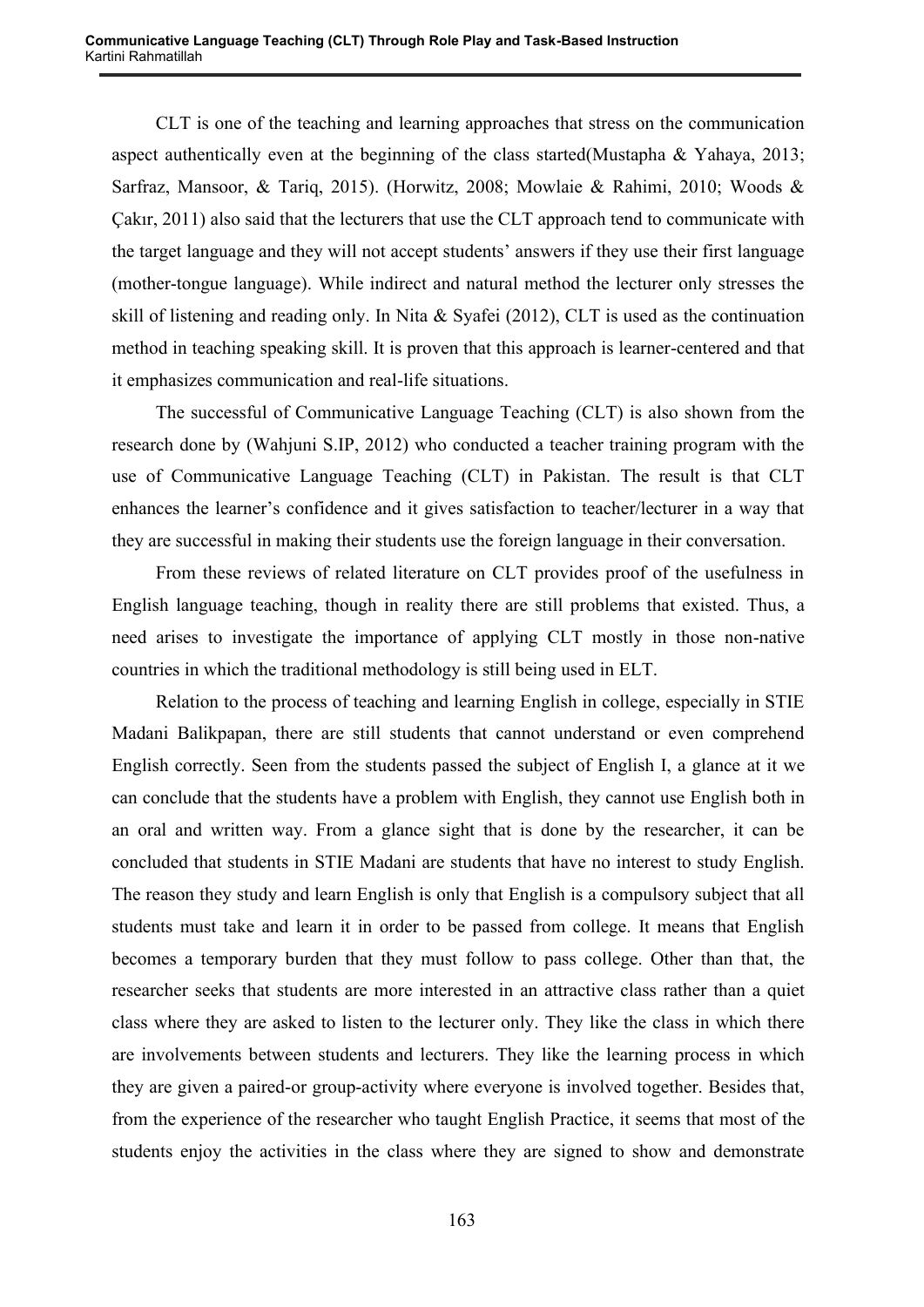CLT is one of the teaching and learning approaches that stress on the communication aspect authentically even at the beginning of the class started(Mustapha & Yahaya, 2013; Sarfraz, Mansoor, & Tariq, 2015). (Horwitz, 2008; Mowlaie & Rahimi, 2010; Woods & Çakır, 2011) also said that the lecturers that use the CLT approach tend to communicate with the target language and they will not accept students' answers if they use their first language (mother-tongue language). While indirect and natural method the lecturer only stresses the skill of listening and reading only. In Nita & Syafei (2012), CLT is used as the continuation method in teaching speaking skill. It is proven that this approach is learner-centered and that it emphasizes communication and real-life situations.

The successful of Communicative Language Teaching (CLT) is also shown from the research done by (Wahjuni S.IP, 2012) who conducted a teacher training program with the use of Communicative Language Teaching (CLT) in Pakistan. The result is that CLT enhances the learner's confidence and it gives satisfaction to teacher/lecturer in a way that they are successful in making their students use the foreign language in their conversation.

From these reviews of related literature on CLT provides proof of the usefulness in English language teaching, though in reality there are still problems that existed. Thus, a need arises to investigate the importance of applying CLT mostly in those non-native countries in which the traditional methodology is still being used in ELT.

Relation to the process of teaching and learning English in college, especially in STIE Madani Balikpapan, there are still students that cannot understand or even comprehend English correctly. Seen from the students passed the subject of English I, a glance at it we can conclude that the students have a problem with English, they cannot use English both in an oral and written way. From a glance sight that is done by the researcher, it can be concluded that students in STIE Madani are students that have no interest to study English. The reason they study and learn English is only that English is a compulsory subject that all students must take and learn it in order to be passed from college. It means that English becomes a temporary burden that they must follow to pass college. Other than that, the researcher seeks that students are more interested in an attractive class rather than a quiet class where they are asked to listen to the lecturer only. They like the class in which there are involvements between students and lecturers. They like the learning process in which they are given a paired-or group-activity where everyone is involved together. Besides that, from the experience of the researcher who taught English Practice, it seems that most of the students enjoy the activities in the class where they are signed to show and demonstrate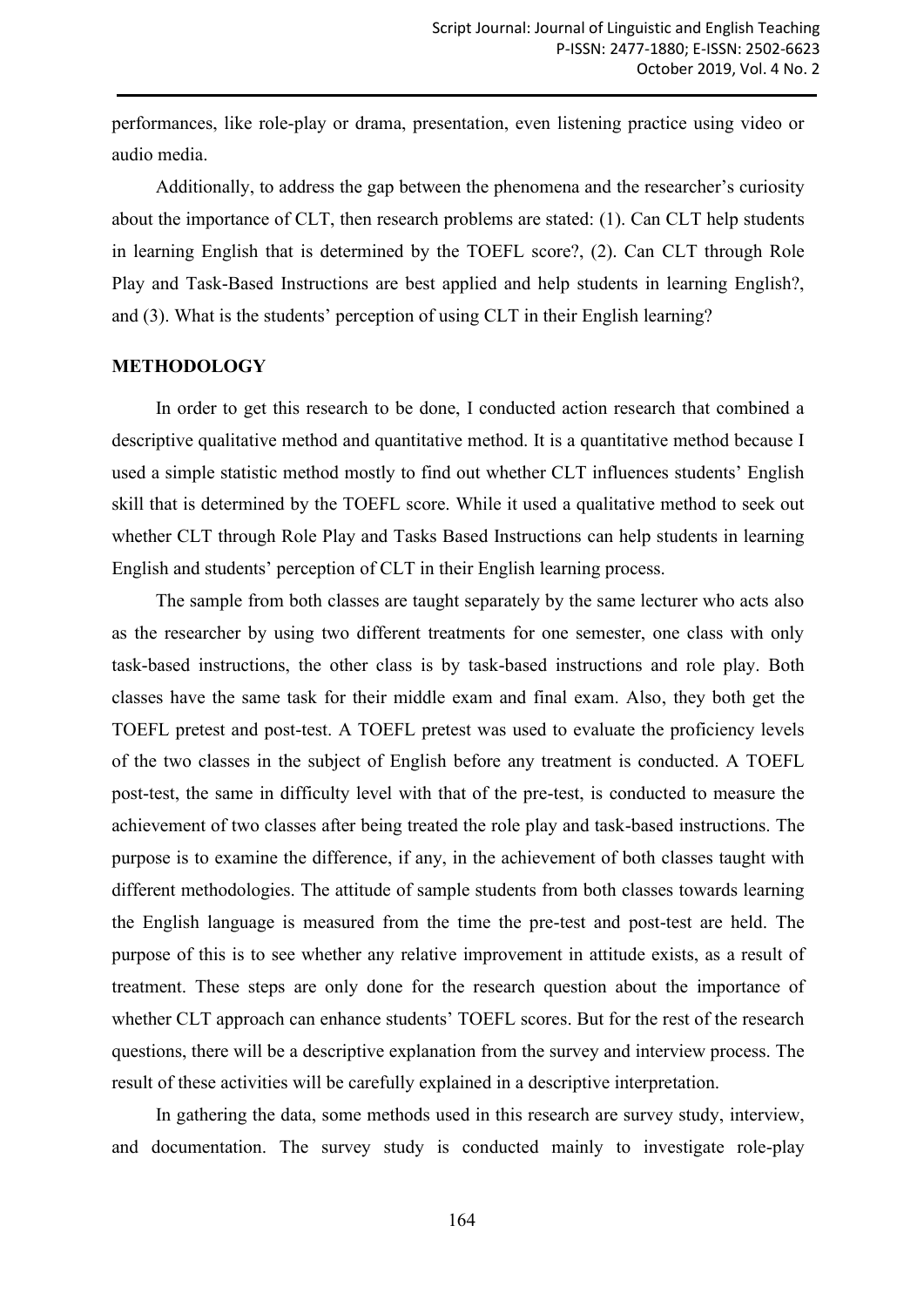performances, like role-play or drama, presentation, even listening practice using video or audio media.

Additionally, to address the gap between the phenomena and the researcher's curiosity about the importance of CLT, then research problems are stated: (1). Can CLT help students in learning English that is determined by the TOEFL score?, (2). Can CLT through Role Play and Task-Based Instructions are best applied and help students in learning English?, and (3). What is the students' perception of using CLT in their English learning?

## METHODOLOGY

In order to get this research to be done, I conducted action research that combined a descriptive qualitative method and quantitative method. It is a quantitative method because I used a simple statistic method mostly to find out whether CLT influences students' English skill that is determined by the TOEFL score. While it used a qualitative method to seek out whether CLT through Role Play and Tasks Based Instructions can help students in learning English and students' perception of CLT in their English learning process.

The sample from both classes are taught separately by the same lecturer who acts also as the researcher by using two different treatments for one semester, one class with only task-based instructions, the other class is by task-based instructions and role play. Both classes have the same task for their middle exam and final exam. Also, they both get the TOEFL pretest and post-test. A TOEFL pretest was used to evaluate the proficiency levels of the two classes in the subject of English before any treatment is conducted. A TOEFL post-test, the same in difficulty level with that of the pre-test, is conducted to measure the achievement of two classes after being treated the role play and task-based instructions. The purpose is to examine the difference, if any, in the achievement of both classes taught with different methodologies. The attitude of sample students from both classes towards learning the English language is measured from the time the pre-test and post-test are held. The purpose of this is to see whether any relative improvement in attitude exists, as a result of treatment. These steps are only done for the research question about the importance of whether CLT approach can enhance students' TOEFL scores. But for the rest of the research questions, there will be a descriptive explanation from the survey and interview process. The result of these activities will be carefully explained in a descriptive interpretation.

In gathering the data, some methods used in this research are survey study, interview, and documentation. The survey study is conducted mainly to investigate role-play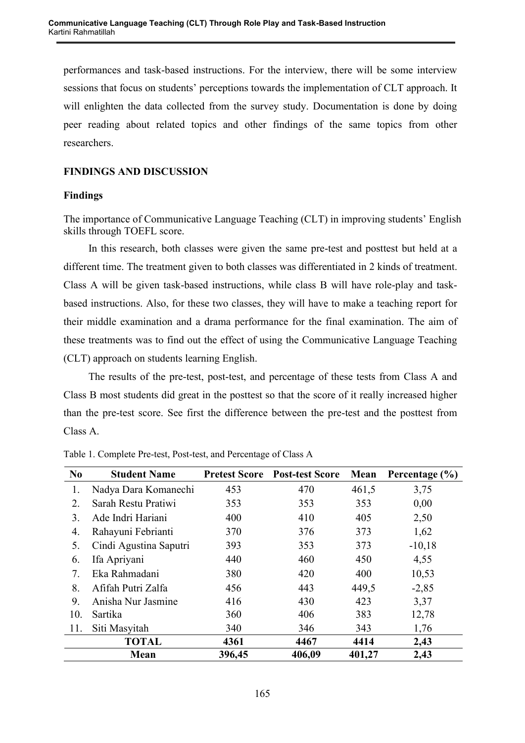performances and task-based instructions. For the interview, there will be some interview sessions that focus on students' perceptions towards the implementation of CLT approach. It will enlighten the data collected from the survey study. Documentation is done by doing peer reading about related topics and other findings of the same topics from other researchers.

## FINDINGS AND DISCUSSION

### Findings

The importance of Communicative Language Teaching (CLT) in improving students' English skills through TOEFL score.

In this research, both classes were given the same pre-test and posttest but held at a different time. The treatment given to both classes was differentiated in 2 kinds of treatment. Class A will be given task-based instructions, while class B will have role-play and task-based instructions. Also, for these two classes, they will have to make a teaching report for their middle examination and a drama performance for the final examination. The aim of these treatments was to find out the effect of using the Communicative Language Teaching (CLT) approach on students learning English.

The results of the pre-test, post-test, and percentage of these tests from Class A and Class B most students did great in the posttest so that the score of it really increased higher than the pre-test score. See first the difference between the pre-test and the posttest from Class A.

Table 1. Complete Pre-test, Post-test, and Percentage of Class A

| No | Student Name | Pretest Score | Post-test Score | Mean | Percentage (%) |
|---|---|---|---|---|---|
| 1. | Nadya Dara Komanechi | 453 | 470 | 461,5 | 3,75 |
| 2. | Sarah Restu Pratiwi | 353 | 353 | 353 | 0,00 |
| 3. | Ade Indri Hariani | 400 | 410 | 405 | 2,50 |
| 4. | Rahayuni Febrianti | 370 | 376 | 373 | 1,62 |
| 5. | Cindi Agustina Saputri | 393 | 353 | 373 | -10,18 |
| 6. | Ifa Apriyani | 440 | 460 | 450 | 4,55 |
| 7. | Eka Rahmadani | 380 | 420 | 400 | 10,53 |
| 8. | Afifah Putri Zalfa | 456 | 443 | 449,5 | -2,85 |
| 9. | Anisha Nur Jasmine | 416 | 430 | 423 | 3,37 |
| 10. | Sartika | 360 | 406 | 383 | 12,78 |
| 11. | Siti Masyitah | 340 | 346 | 343 | 1,76 |
| | **TOTAL** | **4361** | **4467** | **4414** | **2,43** |
| | **Mean** | **396,45** | **406,09** | **401,27** | **2,43** |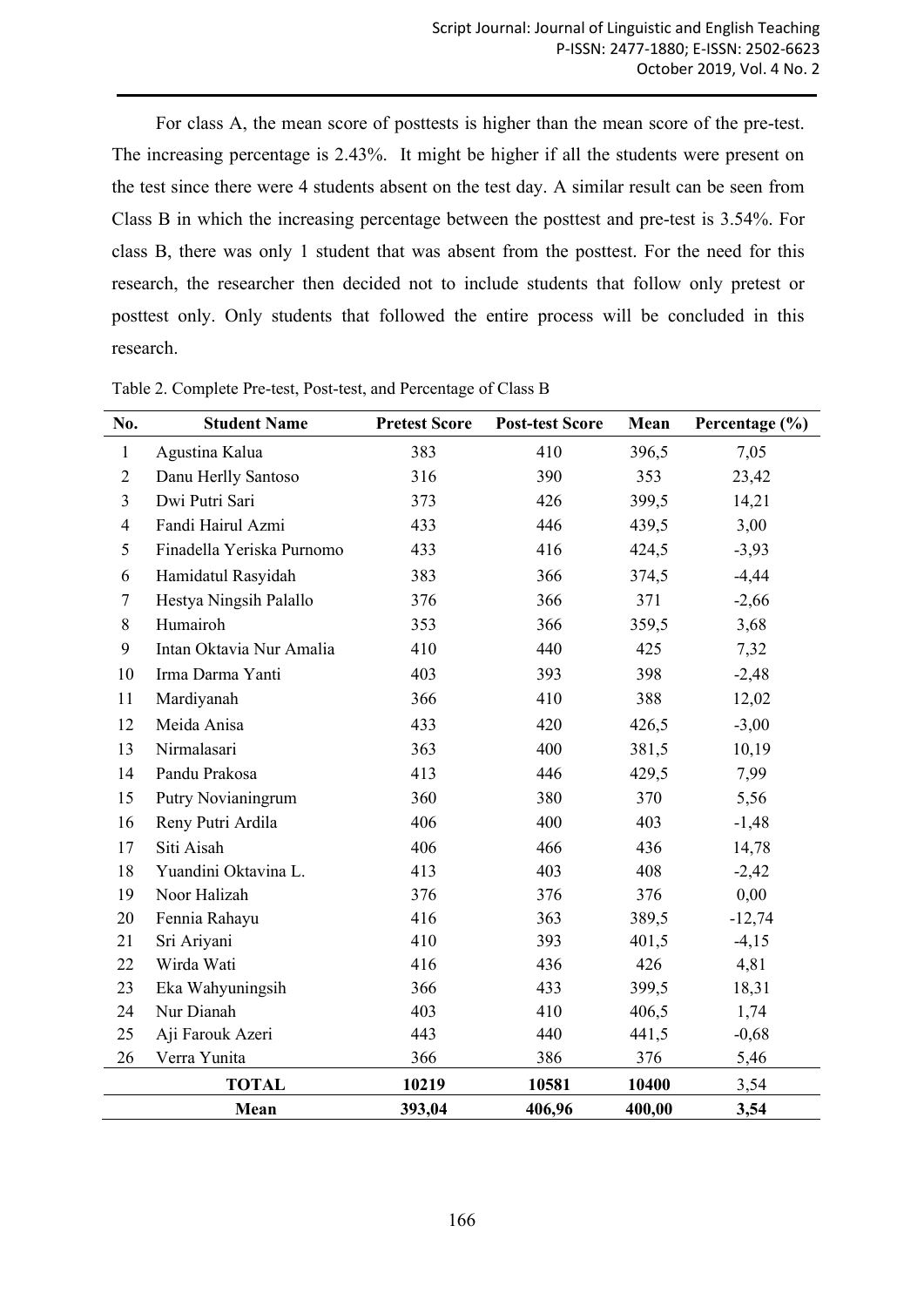For class A, the mean score of posttests is higher than the mean score of the pre-test. The increasing percentage is 2.43%. It might be higher if all the students were present on the test since there were 4 students absent on the test day. A similar result can be seen from Class B in which the increasing percentage between the posttest and pre-test is 3.54%. For class B, there was only 1 student that was absent from the posttest. For the need for this research, the researcher then decided not to include students that follow only pretest or posttest only. Only students that followed the entire process will be concluded in this research.

Table 2. Complete Pre-test, Post-test, and Percentage of Class B

| No. | Student Name | Pretest Score | Post-test Score | Mean | Percentage (%) |
|---|---|---|---|---|---|
| 1 | Agustina Kalua | 383 | 410 | 396,5 | 7,05 |
| 2 | Danu Herlly Santoso | 316 | 390 | 353 | 23,42 |
| 3 | Dwi Putri Sari | 373 | 426 | 399,5 | 14,21 |
| 4 | Fandi Hairul Azmi | 433 | 446 | 439,5 | 3,00 |
| 5 | Finadella Yeriska Purnomo | 433 | 416 | 424,5 | -3,93 |
| 6 | Hamidatul Rasyidah | 383 | 366 | 374,5 | -4,44 |
| 7 | Hestya Ningsih Palallo | 376 | 366 | 371 | -2,66 |
| 8 | Humairoh | 353 | 366 | 359,5 | 3,68 |
| 9 | Intan Oktavia Nur Amalia | 410 | 440 | 425 | 7,32 |
| 10 | Irma Darma Yanti | 403 | 393 | 398 | -2,48 |
| 11 | Mardiyanah | 366 | 410 | 388 | 12,02 |
| 12 | Meida Anisa | 433 | 420 | 426,5 | -3,00 |
| 13 | Nirmalasari | 363 | 400 | 381,5 | 10,19 |
| 14 | Pandu Prakosa | 413 | 446 | 429,5 | 7,99 |
| 15 | Putry Novianingrum | 360 | 380 | 370 | 5,56 |
| 16 | Reny Putri Ardila | 406 | 400 | 403 | -1,48 |
| 17 | Siti Aisah | 406 | 466 | 436 | 14,78 |
| 18 | Yuandini Oktavina L. | 413 | 403 | 408 | -2,42 |
| 19 | Noor Halizah | 376 | 376 | 376 | 0,00 |
| 20 | Fennia Rahayu | 416 | 363 | 389,5 | -12,74 |
| 21 | Sri Ariyani | 410 | 393 | 401,5 | -4,15 |
| 22 | Wirda Wati | 416 | 436 | 426 | 4,81 |
| 23 | Eka Wahyuningsih | 366 | 433 | 399,5 | 18,31 |
| 24 | Nur Dianah | 403 | 410 | 406,5 | 1,74 |
| 25 | Aji Farouk Azeri | 443 | 440 | 441,5 | -0,68 |
| 26 | Verra Yunita | 366 | 386 | 376 | 5,46 |
| | **TOTAL** | **10219** | **10581** | **10400** | 3,54 |
| | **Mean** | **393,04** | **406,96** | **400,00** | **3,54** |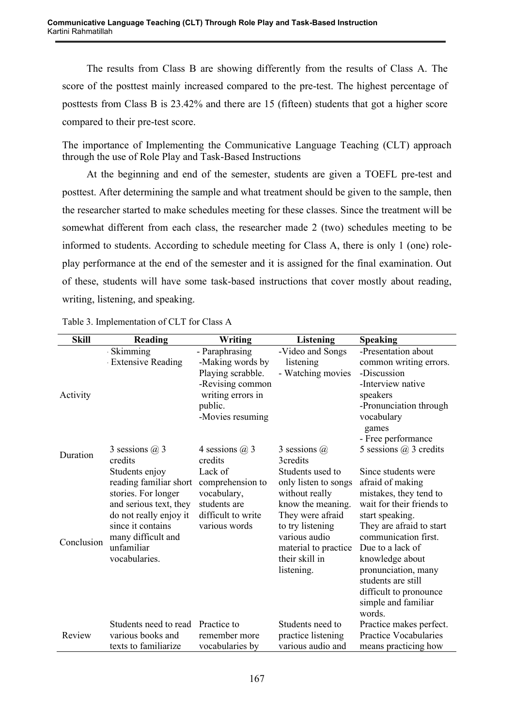The results from Class B are showing differently from the results of Class A. The score of the posttest mainly increased compared to the pre-test. The highest percentage of posttests from Class B is 23.42% and there are 15 (fifteen) students that got a higher score compared to their pre-test score.

The importance of Implementing the Communicative Language Teaching (CLT) approach through the use of Role Play and Task-Based Instructions

At the beginning and end of the semester, students are given a TOEFL pre-test and posttest. After determining the sample and what treatment should be given to the sample, then the researcher started to make schedules meeting for these classes. Since the treatment will be somewhat different from each class, the researcher made 2 (two) schedules meeting to be informed to students. According to schedule meeting for Class A, there is only 1 (one) role-play performance at the end of the semester and it is assigned for the final examination. Out of these, students will have some task-based instructions that cover mostly about reading, writing, listening, and speaking.

Table 3. Implementation of CLT for Class A

| Skill | Reading | Writing | Listening | Speaking |
|---|---|---|---|---|
| Activity | - Skimming<br>- Extensive Reading | - Paraphrasing<br>-Making words by Playing scrabble.<br>-Revising common writing errors in public.<br>-Movies resuming | -Video and Songs listening<br>- Watching movies | -Presentation about common writing errors.<br>-Discussion<br>-Interview native speakers<br>-Pronunciation through vocabulary games<br>- Free performance |
| Duration | 3 sessions @ 3 credits | 4 sessions @ 3 credits | 3 sessions @ 3credits | 5 sessions @ 3 credits |
| Conclusion | Students enjoy reading familiar short stories. For longer and serious text, they do not really enjoy it since it contains many difficult and unfamiliar vocabularies. | Lack of comprehension to vocabulary, students are difficult to write various words | Students used to only listen to songs without really know the meaning. They were afraid to try listening various audio material to practice their skill in listening. | Since students were afraid of making mistakes, they tend to wait for their friends to start speaking.<br>They are afraid to start communication first.<br>Due to a lack of knowledge about pronunciation, many students are still difficult to pronounce simple and familiar words. |
| Review | Students need to read various books and texts to familiarize | Practice to remember more vocabularies by | Students need to practice listening various audio and | Practice makes perfect. Practice Vocabularies means practicing how |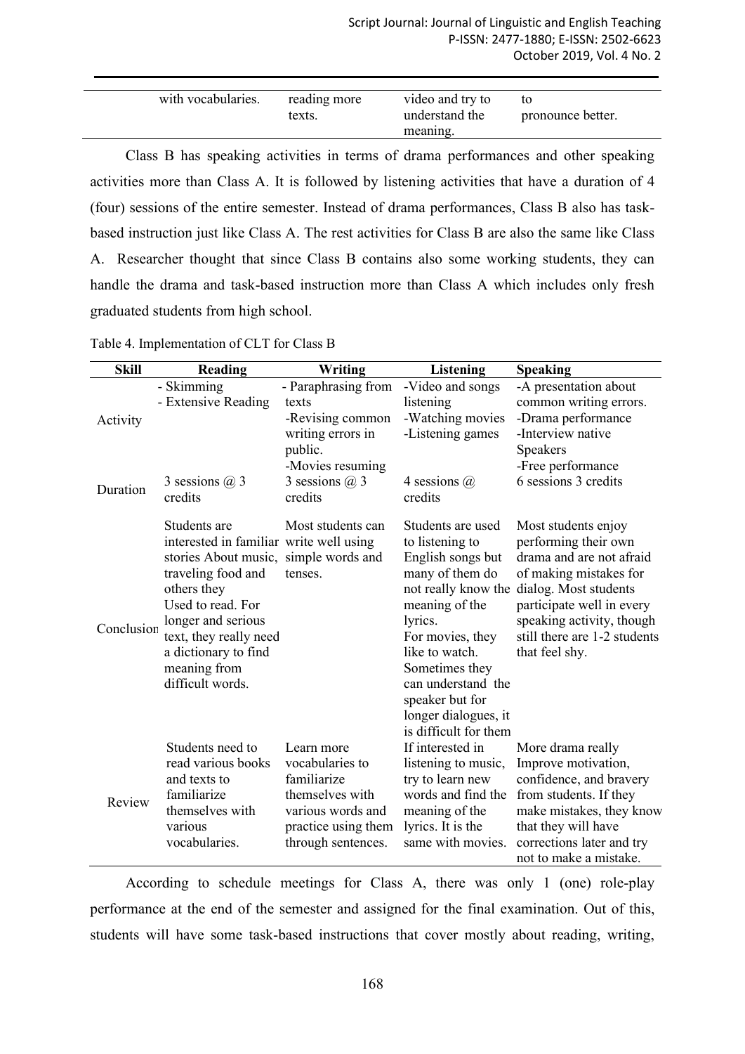| | | | |
|---|---|---|---|
| with vocabularies. | reading more texts. | video and try to understand the meaning. | to pronounce better. |

Class B has speaking activities in terms of drama performances and other speaking activities more than Class A. It is followed by listening activities that have a duration of 4 (four) sessions of the entire semester. Instead of drama performances, Class B also has task-based instruction just like Class A. The rest activities for Class B are also the same like Class A. Researcher thought that since Class B contains also some working students, they can handle the drama and task-based instruction more than Class A which includes only fresh graduated students from high school.

Table 4. Implementation of CLT for Class B

| Skill | Reading | Writing | Listening | Speaking |
|---|---|---|---|---|
| Activity | - Skimming<br>- Extensive Reading | - Paraphrasing from texts<br>-Revising common writing errors in public.<br>-Movies resuming | -Video and songs listening<br>-Watching movies<br>-Listening games | -A presentation about common writing errors.<br>-Drama performance<br>-Interview native Speakers<br>-Free performance |
| Duration | 3 sessions @ 3 credits | 3 sessions @ 3 credits | 4 sessions @ credits | 6 sessions 3 credits |
| Conclusion | Students are interested in familiar stories About music, traveling food and others they Used to read. For longer and serious text, they really need a dictionary to find meaning from difficult words. | Most students can write well using simple words and tenses. | Students are used to listening to English songs but many of them do not really know the meaning of the lyrics.<br>For movies, they like to watch. Sometimes they can understand the speaker but for longer dialogues, it is difficult for them | Most students enjoy performing their own drama and are not afraid of making mistakes for dialog. Most students participate well in every speaking activity, though still there are 1-2 students that feel shy. |
| Review | Students need to read various books and texts to familiarize themselves with various vocabularies. | Learn more vocabularies to familiarize themselves with various words and practice using them through sentences. | If interested in listening to music, try to learn new words and find the meaning of the lyrics. It is the same with movies. | More drama really Improve motivation, confidence, and bravery from students. If they make mistakes, they know that they will have corrections later and try not to make a mistake. |

According to schedule meetings for Class A, there was only 1 (one) role-play performance at the end of the semester and assigned for the final examination. Out of this, students will have some task-based instructions that cover mostly about reading, writing,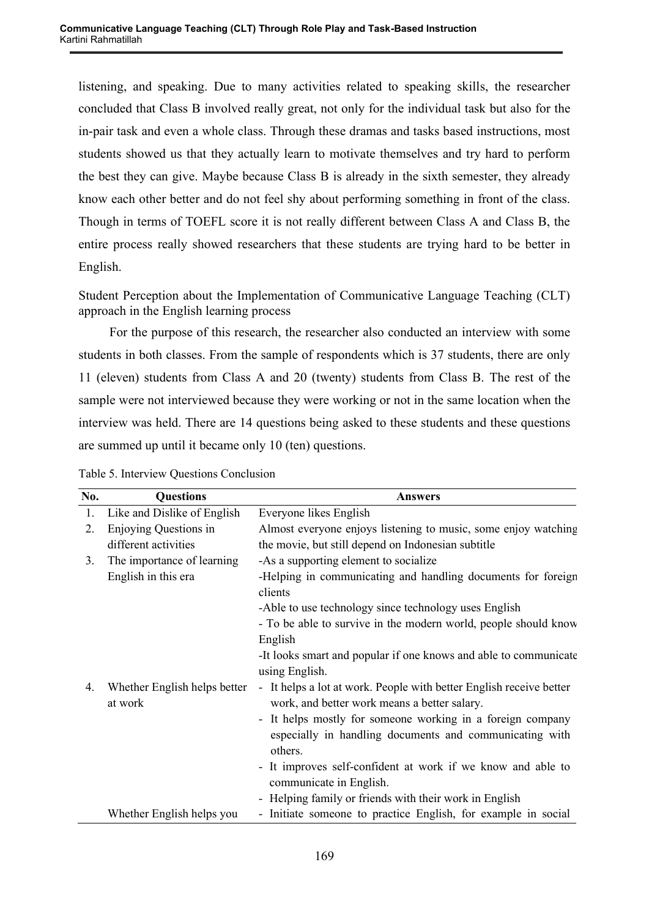listening, and speaking. Due to many activities related to speaking skills, the researcher concluded that Class B involved really great, not only for the individual task but also for the in-pair task and even a whole class. Through these dramas and tasks based instructions, most students showed us that they actually learn to motivate themselves and try hard to perform the best they can give. Maybe because Class B is already in the sixth semester, they already know each other better and do not feel shy about performing something in front of the class. Though in terms of TOEFL score it is not really different between Class A and Class B, the entire process really showed researchers that these students are trying hard to be better in English.

Student Perception about the Implementation of Communicative Language Teaching (CLT) approach in the English learning process

For the purpose of this research, the researcher also conducted an interview with some students in both classes. From the sample of respondents which is 37 students, there are only 11 (eleven) students from Class A and 20 (twenty) students from Class B. The rest of the sample were not interviewed because they were working or not in the same location when the interview was held. There are 14 questions being asked to these students and these questions are summed up until it became only 10 (ten) questions.

Table 5. Interview Questions Conclusion

| No. | Questions | Answers |
|---|---|---|
| 1. | Like and Dislike of English | Everyone likes English |
| 2. | Enjoying Questions in different activities | Almost everyone enjoys listening to music, some enjoy watching the movie, but still depend on Indonesian subtitle |
| 3. | The importance of learning English in this era | -As a supporting element to socialize<br>-Helping in communicating and handling documents for foreign clients<br>-Able to use technology since technology uses English<br>- To be able to survive in the modern world, people should know English<br>-It looks smart and popular if one knows and able to communicate using English. |
| 4. | Whether English helps better at work | - It helps a lot at work. People with better English receive better work, and better work means a better salary.<br>- It helps mostly for someone working in a foreign company especially in handling documents and communicating with others.<br>- It improves self-confident at work if we know and able to communicate in English.<br>- Helping family or friends with their work in English |
| | Whether English helps you | - Initiate someone to practice English, for example in social |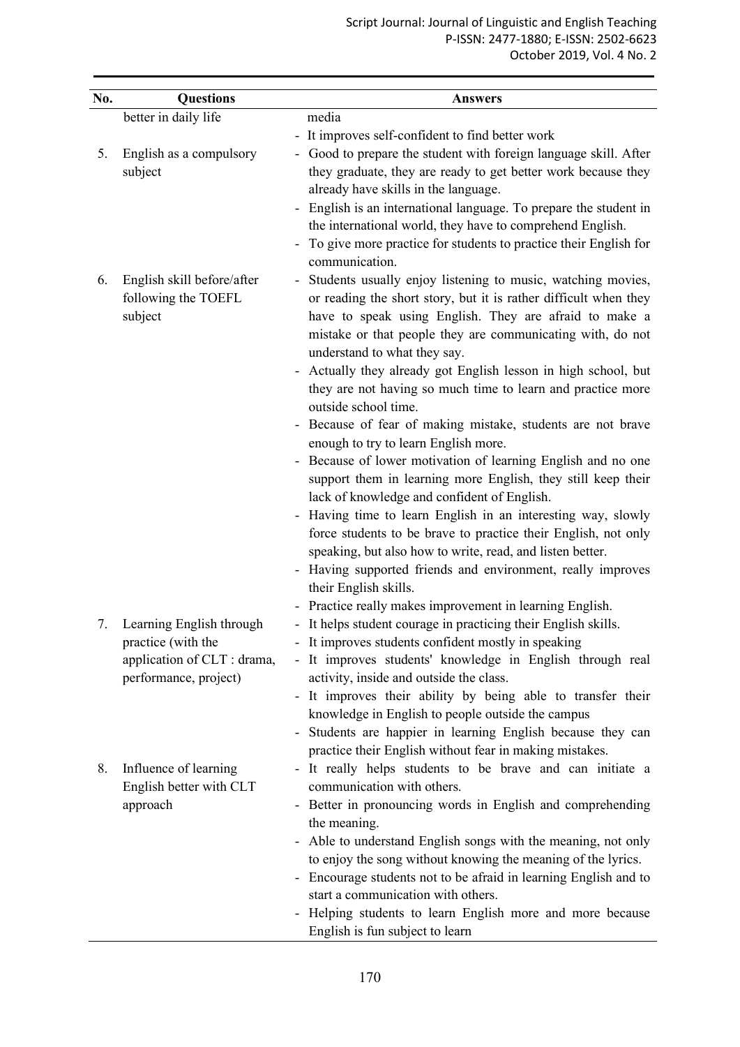| No. | Questions | Answers |
|---|---|---|
| | better in daily life | media<br>- It improves self-confident to find better work |
| 5. | English as a compulsory subject | - Good to prepare the student with foreign language skill. After they graduate, they are ready to get better work because they already have skills in the language.<br>- English is an international language. To prepare the student in the international world, they have to comprehend English.<br>- To give more practice for students to practice their English for communication. |
| 6. | English skill before/after following the TOEFL subject | - Students usually enjoy listening to music, watching movies, or reading the short story, but it is rather difficult when they have to speak using English. They are afraid to make a mistake or that people they are communicating with, do not understand to what they say.<br>- Actually they already got English lesson in high school, but they are not having so much time to learn and practice more outside school time.<br>- Because of fear of making mistake, students are not brave enough to try to learn English more.<br>- Because of lower motivation of learning English and no one support them in learning more English, they still keep their lack of knowledge and confident of English.<br>- Having time to learn English in an interesting way, slowly force students to be brave to practice their English, not only speaking, but also how to write, read, and listen better.<br>- Having supported friends and environment, really improves their English skills.<br>- Practice really makes improvement in learning English. |
| 7. | Learning English through practice (with the application of CLT : drama, performance, project) | - It helps student courage in practicing their English skills.<br>- It improves students confident mostly in speaking<br>- It improves students' knowledge in English through real activity, inside and outside the class.<br>- It improves their ability by being able to transfer their knowledge in English to people outside the campus<br>- Students are happier in learning English because they can practice their English without fear in making mistakes. |
| 8. | Influence of learning English better with CLT approach | - It really helps students to be brave and can initiate a communication with others.<br>- Better in pronouncing words in English and comprehending the meaning.<br>- Able to understand English songs with the meaning, not only to enjoy the song without knowing the meaning of the lyrics.<br>- Encourage students not to be afraid in learning English and to start a communication with others.<br>- Helping students to learn English more and more because English is fun subject to learn |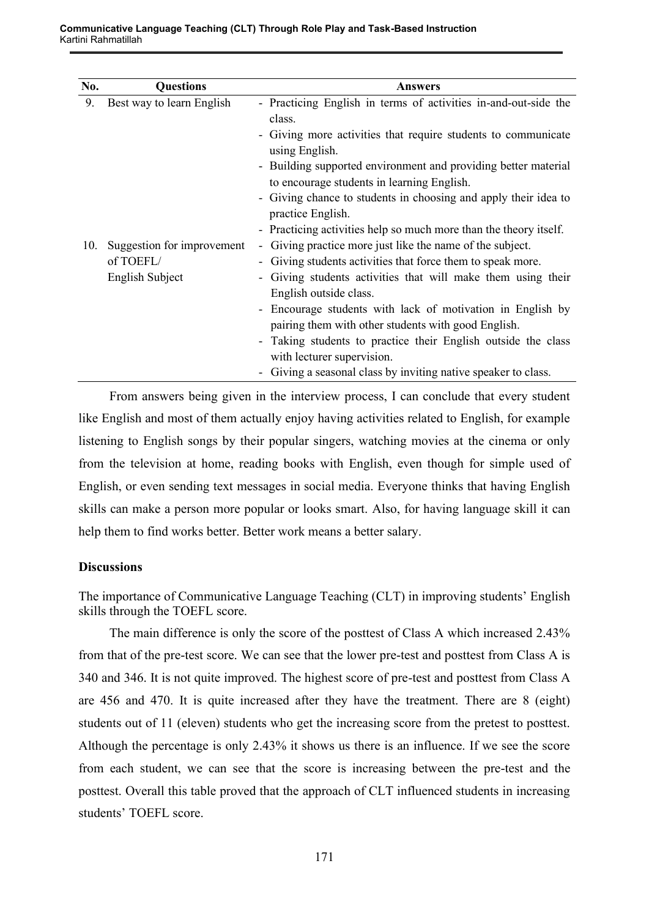| No. | Questions | Answers |
|---|---|---|
| 9. | Best way to learn English | - Practicing English in terms of activities in-and-out-side the class.<br>- Giving more activities that require students to communicate using English.<br>- Building supported environment and providing better material to encourage students in learning English.<br>- Giving chance to students in choosing and apply their idea to practice English.<br>- Practicing activities help so much more than the theory itself. |
| 10. | Suggestion for improvement of TOEFL/ English Subject | - Giving practice more just like the name of the subject.<br>- Giving students activities that force them to speak more.<br>- Giving students activities that will make them using their English outside class.<br>- Encourage students with lack of motivation in English by pairing them with other students with good English.<br>- Taking students to practice their English outside the class with lecturer supervision.<br>- Giving a seasonal class by inviting native speaker to class. |

From answers being given in the interview process, I can conclude that every student like English and most of them actually enjoy having activities related to English, for example listening to English songs by their popular singers, watching movies at the cinema or only from the television at home, reading books with English, even though for simple used of English, or even sending text messages in social media. Everyone thinks that having English skills can make a person more popular or looks smart. Also, for having language skill it can help them to find works better. Better work means a better salary.

## Discussions

The importance of Communicative Language Teaching (CLT) in improving students' English skills through the TOEFL score.

The main difference is only the score of the posttest of Class A which increased 2.43% from that of the pre-test score. We can see that the lower pre-test and posttest from Class A is 340 and 346. It is not quite improved. The highest score of pre-test and posttest from Class A are 456 and 470. It is quite increased after they have the treatment. There are 8 (eight) students out of 11 (eleven) students who get the increasing score from the pretest to posttest. Although the percentage is only 2.43% it shows us there is an influence. If we see the score from each student, we can see that the score is increasing between the pre-test and the posttest. Overall this table proved that the approach of CLT influenced students in increasing students' TOEFL score.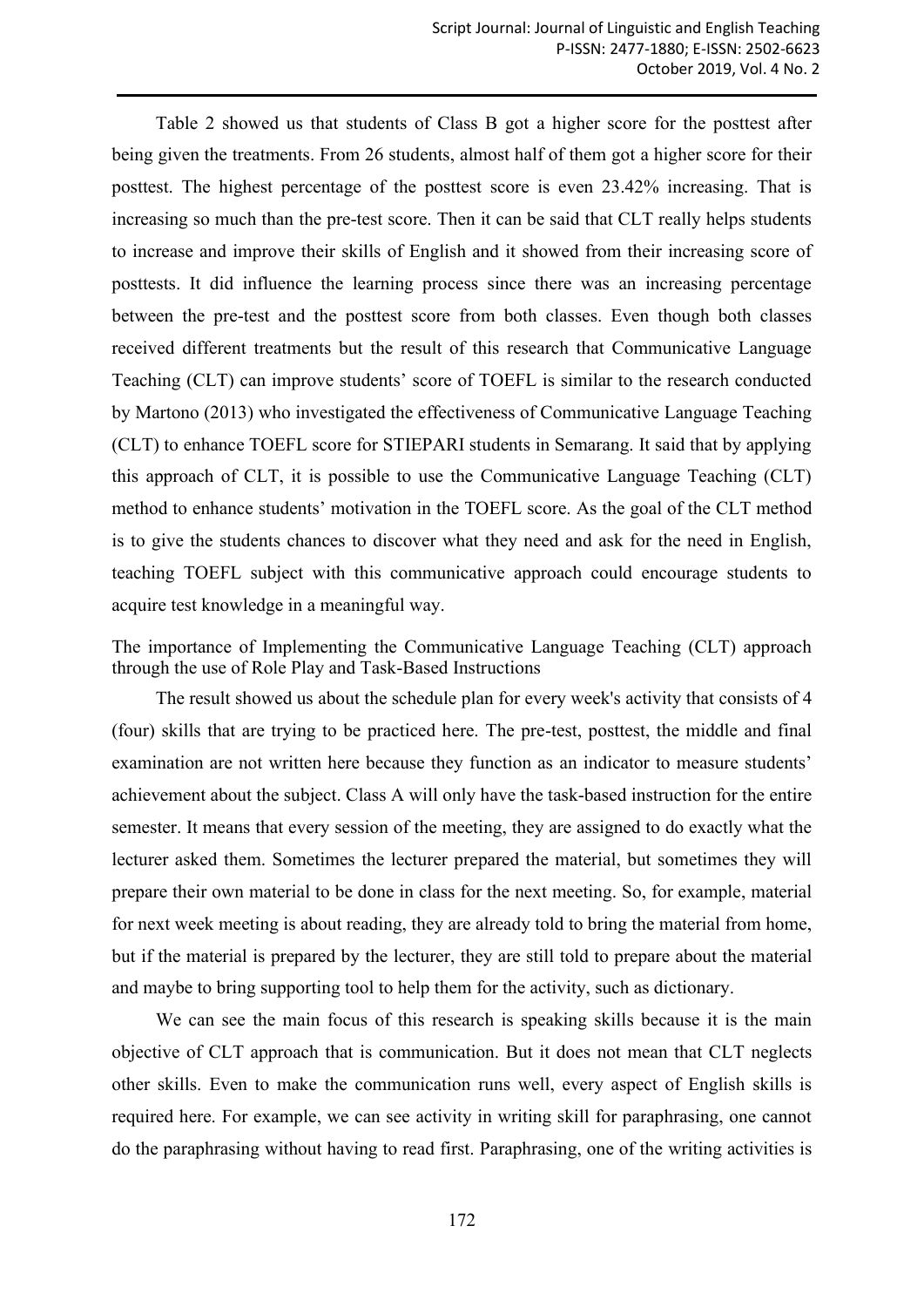Table 2 showed us that students of Class B got a higher score for the posttest after being given the treatments. From 26 students, almost half of them got a higher score for their posttest. The highest percentage of the posttest score is even 23.42% increasing. That is increasing so much than the pre-test score. Then it can be said that CLT really helps students to increase and improve their skills of English and it showed from their increasing score of posttests. It did influence the learning process since there was an increasing percentage between the pre-test and the posttest score from both classes. Even though both classes received different treatments but the result of this research that Communicative Language Teaching (CLT) can improve students' score of TOEFL is similar to the research conducted by Martono (2013) who investigated the effectiveness of Communicative Language Teaching (CLT) to enhance TOEFL score for STIEPARI students in Semarang. It said that by applying this approach of CLT, it is possible to use the Communicative Language Teaching (CLT) method to enhance students' motivation in the TOEFL score. As the goal of the CLT method is to give the students chances to discover what they need and ask for the need in English, teaching TOEFL subject with this communicative approach could encourage students to acquire test knowledge in a meaningful way.

The importance of Implementing the Communicative Language Teaching (CLT) approach through the use of Role Play and Task-Based Instructions

The result showed us about the schedule plan for every week's activity that consists of 4 (four) skills that are trying to be practiced here. The pre-test, posttest, the middle and final examination are not written here because they function as an indicator to measure students' achievement about the subject. Class A will only have the task-based instruction for the entire semester. It means that every session of the meeting, they are assigned to do exactly what the lecturer asked them. Sometimes the lecturer prepared the material, but sometimes they will prepare their own material to be done in class for the next meeting. So, for example, material for next week meeting is about reading, they are already told to bring the material from home, but if the material is prepared by the lecturer, they are still told to prepare about the material and maybe to bring supporting tool to help them for the activity, such as dictionary.

We can see the main focus of this research is speaking skills because it is the main objective of CLT approach that is communication. But it does not mean that CLT neglects other skills. Even to make the communication runs well, every aspect of English skills is required here. For example, we can see activity in writing skill for paraphrasing, one cannot do the paraphrasing without having to read first. Paraphrasing, one of the writing activities is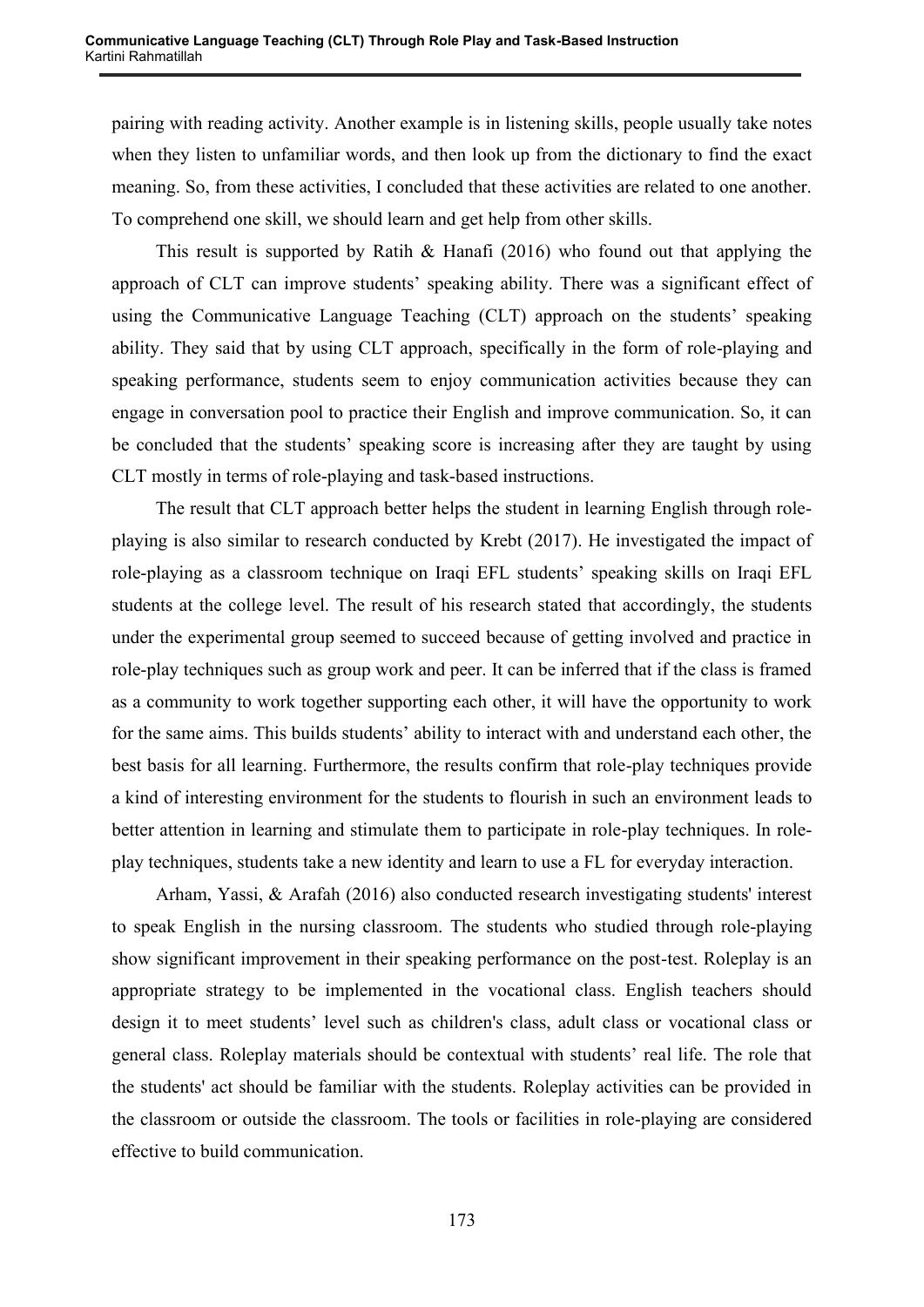pairing with reading activity. Another example is in listening skills, people usually take notes when they listen to unfamiliar words, and then look up from the dictionary to find the exact meaning. So, from these activities, I concluded that these activities are related to one another. To comprehend one skill, we should learn and get help from other skills.

This result is supported by Ratih & Hanafi (2016) who found out that applying the approach of CLT can improve students' speaking ability. There was a significant effect of using the Communicative Language Teaching (CLT) approach on the students' speaking ability. They said that by using CLT approach, specifically in the form of role-playing and speaking performance, students seem to enjoy communication activities because they can engage in conversation pool to practice their English and improve communication. So, it can be concluded that the students' speaking score is increasing after they are taught by using CLT mostly in terms of role-playing and task-based instructions.

The result that CLT approach better helps the student in learning English through role-playing is also similar to research conducted by Krebt (2017). He investigated the impact of role-playing as a classroom technique on Iraqi EFL students' speaking skills on Iraqi EFL students at the college level. The result of his research stated that accordingly, the students under the experimental group seemed to succeed because of getting involved and practice in role-play techniques such as group work and peer. It can be inferred that if the class is framed as a community to work together supporting each other, it will have the opportunity to work for the same aims. This builds students' ability to interact with and understand each other, the best basis for all learning. Furthermore, the results confirm that role-play techniques provide a kind of interesting environment for the students to flourish in such an environment leads to better attention in learning and stimulate them to participate in role-play techniques. In role-play techniques, students take a new identity and learn to use a FL for everyday interaction.

Arham, Yassi, & Arafah (2016) also conducted research investigating students' interest to speak English in the nursing classroom. The students who studied through role-playing show significant improvement in their speaking performance on the post-test. Roleplay is an appropriate strategy to be implemented in the vocational class. English teachers should design it to meet students' level such as children's class, adult class or vocational class or general class. Roleplay materials should be contextual with students' real life. The role that the students' act should be familiar with the students. Roleplay activities can be provided in the classroom or outside the classroom. The tools or facilities in role-playing are considered effective to build communication.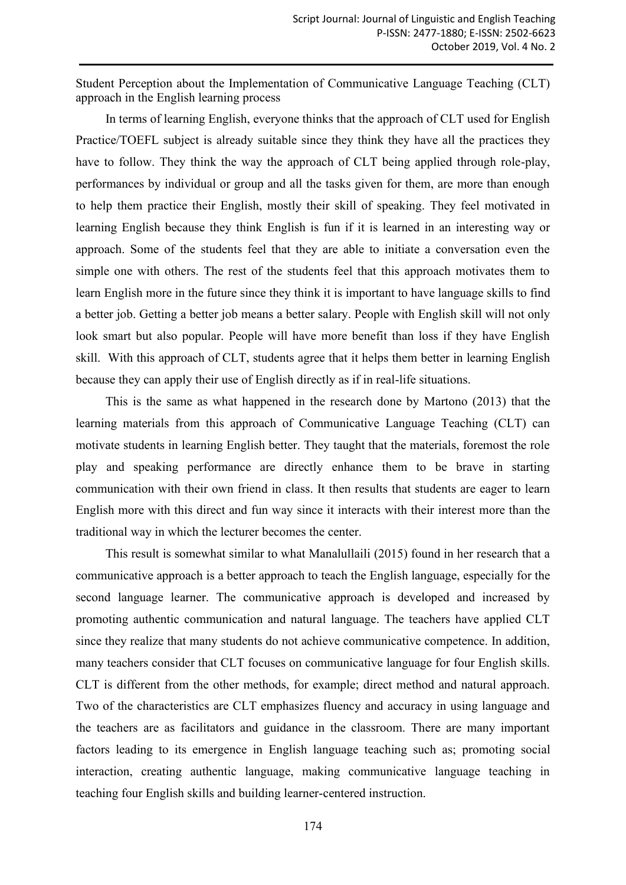Student Perception about the Implementation of Communicative Language Teaching (CLT) approach in the English learning process

In terms of learning English, everyone thinks that the approach of CLT used for English Practice/TOEFL subject is already suitable since they think they have all the practices they have to follow. They think the way the approach of CLT being applied through role-play, performances by individual or group and all the tasks given for them, are more than enough to help them practice their English, mostly their skill of speaking. They feel motivated in learning English because they think English is fun if it is learned in an interesting way or approach. Some of the students feel that they are able to initiate a conversation even the simple one with others. The rest of the students feel that this approach motivates them to learn English more in the future since they think it is important to have language skills to find a better job. Getting a better job means a better salary. People with English skill will not only look smart but also popular. People will have more benefit than loss if they have English skill. With this approach of CLT, students agree that it helps them better in learning English because they can apply their use of English directly as if in real-life situations.

This is the same as what happened in the research done by Martono (2013) that the learning materials from this approach of Communicative Language Teaching (CLT) can motivate students in learning English better. They taught that the materials, foremost the role play and speaking performance are directly enhance them to be brave in starting communication with their own friend in class. It then results that students are eager to learn English more with this direct and fun way since it interacts with their interest more than the traditional way in which the lecturer becomes the center.

This result is somewhat similar to what Manalullaili (2015) found in her research that a communicative approach is a better approach to teach the English language, especially for the second language learner. The communicative approach is developed and increased by promoting authentic communication and natural language. The teachers have applied CLT since they realize that many students do not achieve communicative competence. In addition, many teachers consider that CLT focuses on communicative language for four English skills. CLT is different from the other methods, for example; direct method and natural approach. Two of the characteristics are CLT emphasizes fluency and accuracy in using language and the teachers are as facilitators and guidance in the classroom. There are many important factors leading to its emergence in English language teaching such as; promoting social interaction, creating authentic language, making communicative language teaching in teaching four English skills and building learner-centered instruction.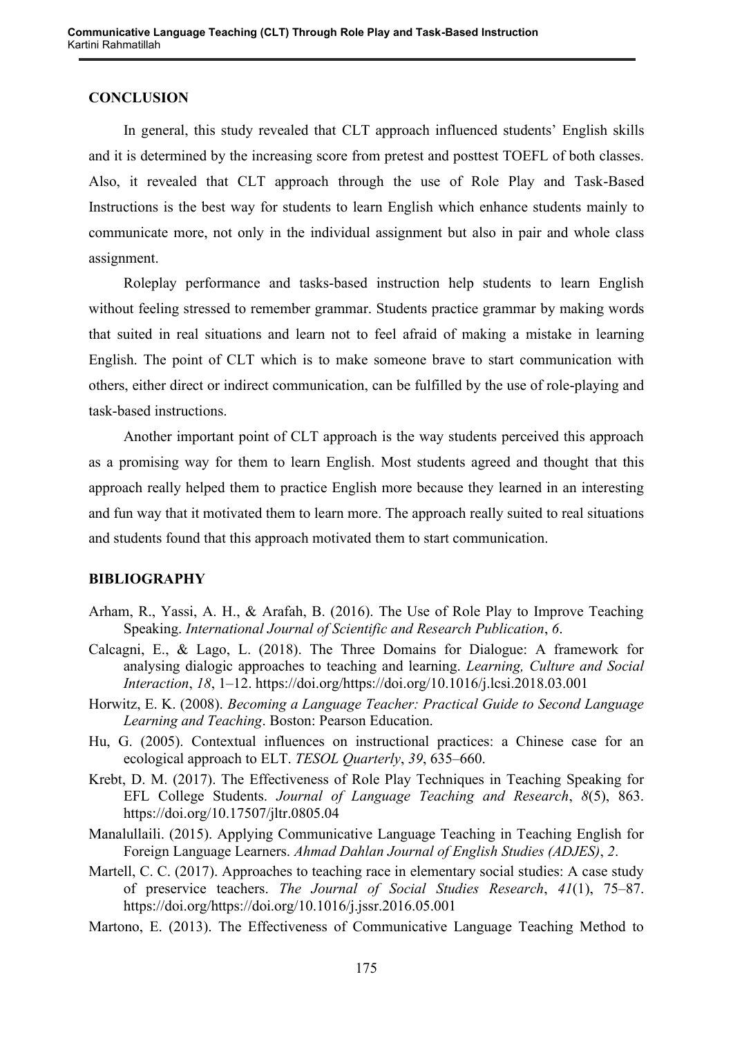## CONCLUSION

In general, this study revealed that CLT approach influenced students' English skills and it is determined by the increasing score from pretest and posttest TOEFL of both classes. Also, it revealed that CLT approach through the use of Role Play and Task-Based Instructions is the best way for students to learn English which enhance students mainly to communicate more, not only in the individual assignment but also in pair and whole class assignment.

Roleplay performance and tasks-based instruction help students to learn English without feeling stressed to remember grammar. Students practice grammar by making words that suited in real situations and learn not to feel afraid of making a mistake in learning English. The point of CLT which is to make someone brave to start communication with others, either direct or indirect communication, can be fulfilled by the use of role-playing and task-based instructions.

Another important point of CLT approach is the way students perceived this approach as a promising way for them to learn English. Most students agreed and thought that this approach really helped them to practice English more because they learned in an interesting and fun way that it motivated them to learn more. The approach really suited to real situations and students found that this approach motivated them to start communication.

## BIBLIOGRAPHY

Arham, R., Yassi, A. H., & Arafah, B. (2016). The Use of Role Play to Improve Teaching Speaking. *International Journal of Scientific and Research Publication*, *6*.

Calcagni, E., & Lago, L. (2018). The Three Domains for Dialogue: A framework for analysing dialogic approaches to teaching and learning. *Learning, Culture and Social Interaction*, *18*, 1–12. https://doi.org/https://doi.org/10.1016/j.lcsi.2018.03.001

Horwitz, E. K. (2008). *Becoming a Language Teacher: Practical Guide to Second Language Learning and Teaching*. Boston: Pearson Education.

Hu, G. (2005). Contextual influences on instructional practices: a Chinese case for an ecological approach to ELT. *TESOL Quarterly*, *39*, 635–660.

Krebt, D. M. (2017). The Effectiveness of Role Play Techniques in Teaching Speaking for EFL College Students. *Journal of Language Teaching and Research*, *8*(5), 863. https://doi.org/10.17507/jltr.0805.04

Manalullaili. (2015). Applying Communicative Language Teaching in Teaching English for Foreign Language Learners. *Ahmad Dahlan Journal of English Studies (ADJES)*, *2*.

Martell, C. C. (2017). Approaches to teaching race in elementary social studies: A case study of preservice teachers. *The Journal of Social Studies Research*, *41*(1), 75–87. https://doi.org/https://doi.org/10.1016/j.jssr.2016.05.001

Martono, E. (2013). The Effectiveness of Communicative Language Teaching Method to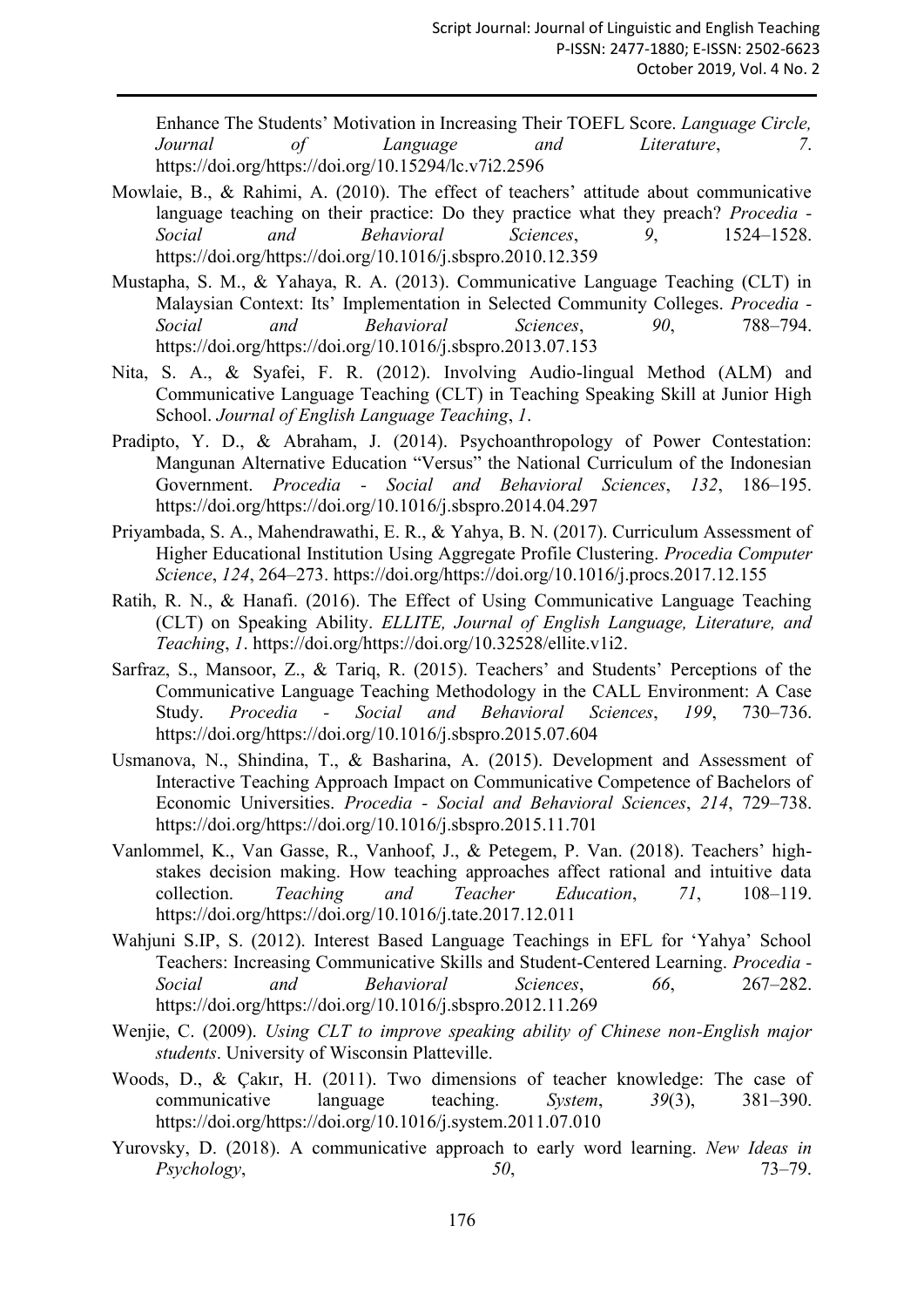Enhance The Students' Motivation in Increasing Their TOEFL Score. *Language Circle, Journal of Language and Literature*, *7*. https://doi.org/https://doi.org/10.15294/lc.v7i2.2596

Mowlaie, B., & Rahimi, A. (2010). The effect of teachers' attitude about communicative language teaching on their practice: Do they practice what they preach? *Procedia - Social and Behavioral Sciences*, *9*, 1524–1528. https://doi.org/https://doi.org/10.1016/j.sbspro.2010.12.359

Mustapha, S. M., & Yahaya, R. A. (2013). Communicative Language Teaching (CLT) in Malaysian Context: Its' Implementation in Selected Community Colleges. *Procedia - Social and Behavioral Sciences*, *90*, 788–794. https://doi.org/https://doi.org/10.1016/j.sbspro.2013.07.153

Nita, S. A., & Syafei, F. R. (2012). Involving Audio-lingual Method (ALM) and Communicative Language Teaching (CLT) in Teaching Speaking Skill at Junior High School. *Journal of English Language Teaching*, *1*.

Pradipto, Y. D., & Abraham, J. (2014). Psychoanthropology of Power Contestation: Mangunan Alternative Education "Versus" the National Curriculum of the Indonesian Government. *Procedia - Social and Behavioral Sciences*, *132*, 186–195. https://doi.org/https://doi.org/10.1016/j.sbspro.2014.04.297

Priyambada, S. A., Mahendrawathi, E. R., & Yahya, B. N. (2017). Curriculum Assessment of Higher Educational Institution Using Aggregate Profile Clustering. *Procedia Computer Science*, *124*, 264–273. https://doi.org/https://doi.org/10.1016/j.procs.2017.12.155

Ratih, R. N., & Hanafi. (2016). The Effect of Using Communicative Language Teaching (CLT) on Speaking Ability. *ELLITE, Journal of English Language, Literature, and Teaching*, *1*. https://doi.org/https://doi.org/10.32528/ellite.v1i2.

Sarfraz, S., Mansoor, Z., & Tariq, R. (2015). Teachers' and Students' Perceptions of the Communicative Language Teaching Methodology in the CALL Environment: A Case Study. *Procedia - Social and Behavioral Sciences*, *199*, 730–736. https://doi.org/https://doi.org/10.1016/j.sbspro.2015.07.604

Usmanova, N., Shindina, T., & Basharina, A. (2015). Development and Assessment of Interactive Teaching Approach Impact on Communicative Competence of Bachelors of Economic Universities. *Procedia - Social and Behavioral Sciences*, *214*, 729–738. https://doi.org/https://doi.org/10.1016/j.sbspro.2015.11.701

Vanlommel, K., Van Gasse, R., Vanhoof, J., & Petegem, P. Van. (2018). Teachers' high-stakes decision making. How teaching approaches affect rational and intuitive data collection. *Teaching and Teacher Education*, *71*, 108–119. https://doi.org/https://doi.org/10.1016/j.tate.2017.12.011

Wahjuni S.IP, S. (2012). Interest Based Language Teachings in EFL for 'Yahya' School Teachers: Increasing Communicative Skills and Student-Centered Learning. *Procedia - Social and Behavioral Sciences*, *66*, 267–282. https://doi.org/https://doi.org/10.1016/j.sbspro.2012.11.269

Wenjie, C. (2009). *Using CLT to improve speaking ability of Chinese non-English major students*. University of Wisconsin Platteville.

Woods, D., & Çakır, H. (2011). Two dimensions of teacher knowledge: The case of communicative language teaching. *System*, *39*(3), 381–390. https://doi.org/https://doi.org/10.1016/j.system.2011.07.010

Yurovsky, D. (2018). A communicative approach to early word learning. *New Ideas in Psychology*, *50*, 73–79.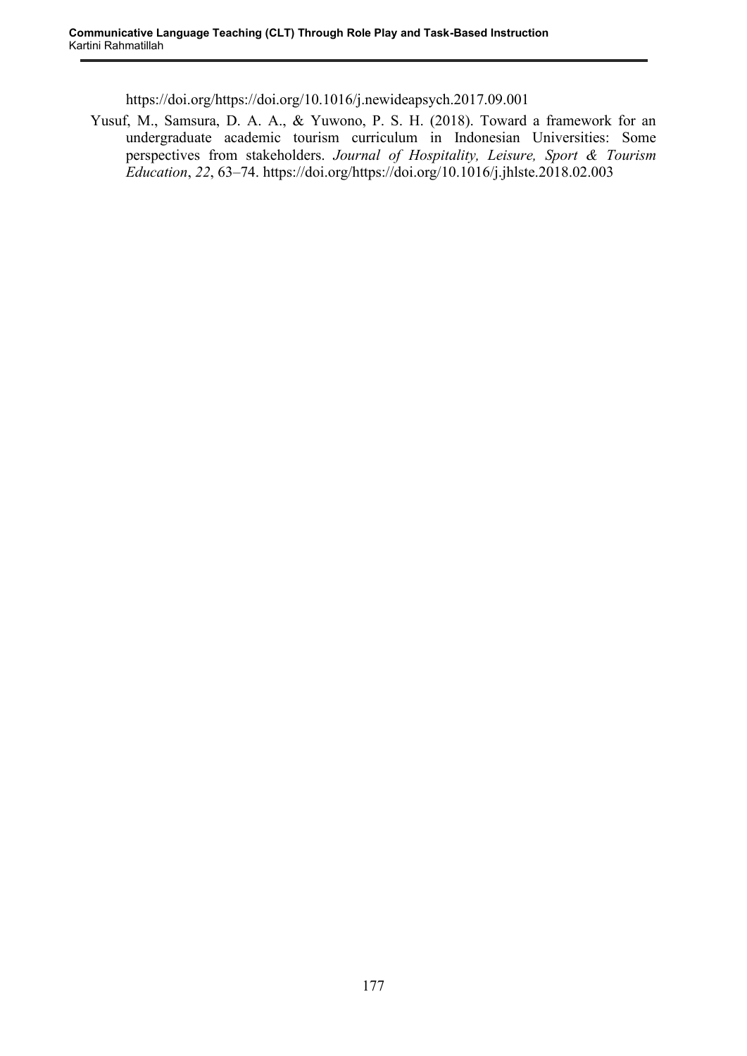https://doi.org/https://doi.org/10.1016/j.newideapsych.2017.09.001

Yusuf, M., Samsura, D. A. A., & Yuwono, P. S. H. (2018). Toward a framework for an undergraduate academic tourism curriculum in Indonesian Universities: Some perspectives from stakeholders. *Journal of Hospitality, Leisure, Sport & Tourism Education*, *22*, 63–74. https://doi.org/https://doi.org/10.1016/j.jhlste.2018.02.003